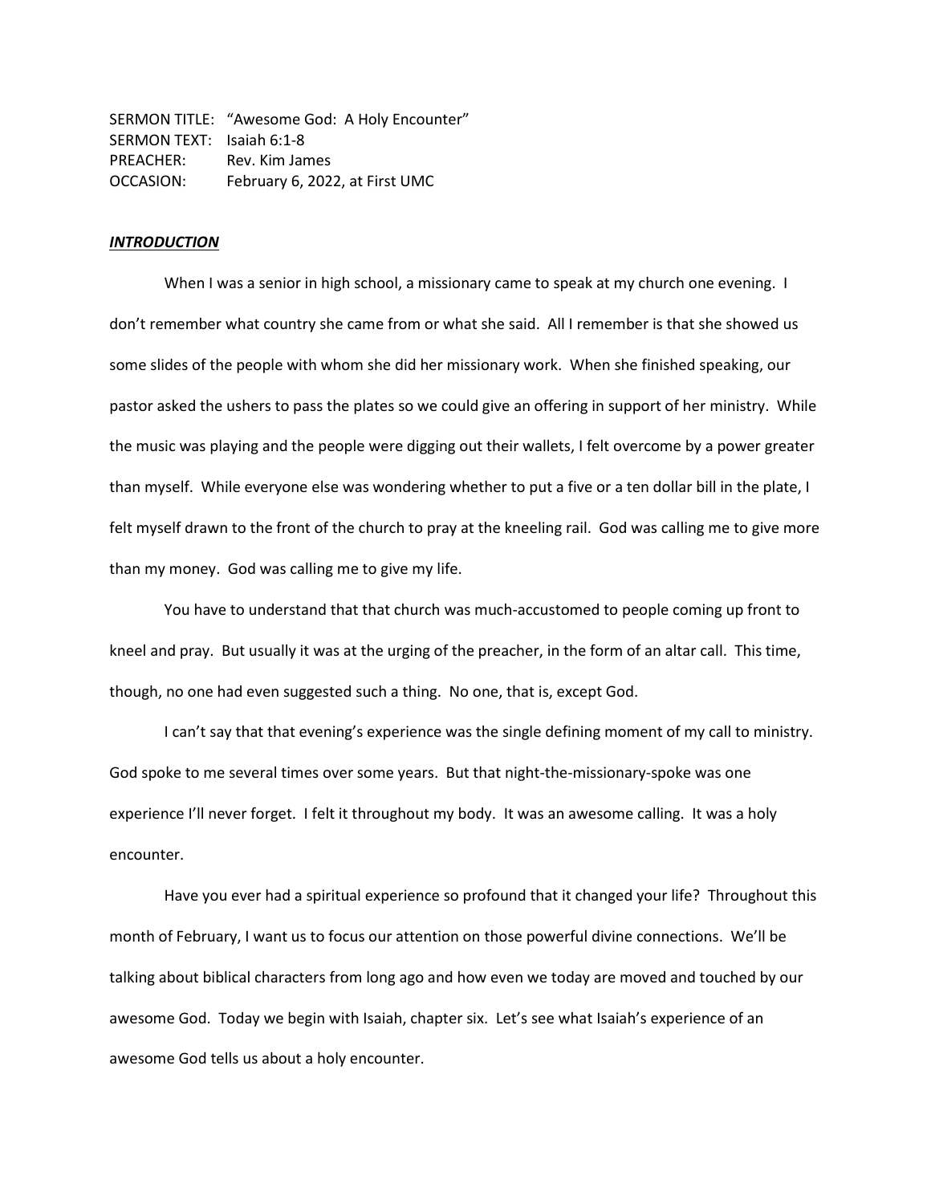SERMON TITLE: "Awesome God: A Holy Encounter"
SERMON TEXT: Isaiah 6:1-8
PREACHER: Rev. Kim James
OCCASION: February 6, 2022, at First UMC

***<u>INTRODUCTION</u>***

When I was a senior in high school, a missionary came to speak at my church one evening. I don't remember what country she came from or what she said. All I remember is that she showed us some slides of the people with whom she did her missionary work. When she finished speaking, our pastor asked the ushers to pass the plates so we could give an offering in support of her ministry. While the music was playing and the people were digging out their wallets, I felt overcome by a power greater than myself. While everyone else was wondering whether to put a five or a ten dollar bill in the plate, I felt myself drawn to the front of the church to pray at the kneeling rail. God was calling me to give more than my money. God was calling me to give my life.

You have to understand that that church was much-accustomed to people coming up front to kneel and pray. But usually it was at the urging of the preacher, in the form of an altar call. This time, though, no one had even suggested such a thing. No one, that is, except God.

I can't say that that evening's experience was the single defining moment of my call to ministry. God spoke to me several times over some years. But that night-the-missionary-spoke was one experience I'll never forget. I felt it throughout my body. It was an awesome calling. It was a holy encounter.

Have you ever had a spiritual experience so profound that it changed your life? Throughout this month of February, I want us to focus our attention on those powerful divine connections. We'll be talking about biblical characters from long ago and how even we today are moved and touched by our awesome God. Today we begin with Isaiah, chapter six. Let's see what Isaiah's experience of an awesome God tells us about a holy encounter.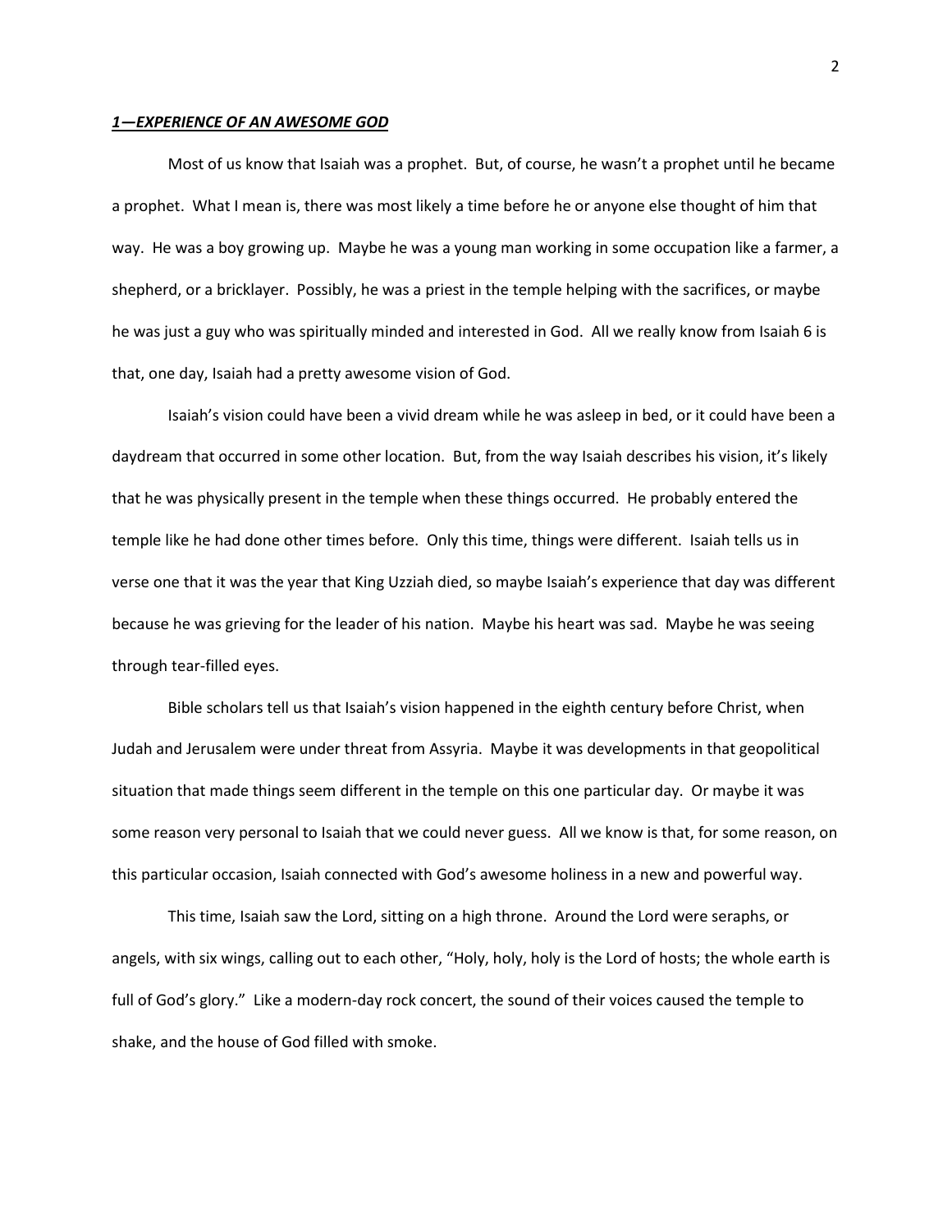## ***1—EXPERIENCE OF AN AWESOME GOD***

Most of us know that Isaiah was a prophet. But, of course, he wasn't a prophet until he became a prophet. What I mean is, there was most likely a time before he or anyone else thought of him that way. He was a boy growing up. Maybe he was a young man working in some occupation like a farmer, a shepherd, or a bricklayer. Possibly, he was a priest in the temple helping with the sacrifices, or maybe he was just a guy who was spiritually minded and interested in God. All we really know from Isaiah 6 is that, one day, Isaiah had a pretty awesome vision of God.

Isaiah's vision could have been a vivid dream while he was asleep in bed, or it could have been a daydream that occurred in some other location. But, from the way Isaiah describes his vision, it's likely that he was physically present in the temple when these things occurred. He probably entered the temple like he had done other times before. Only this time, things were different. Isaiah tells us in verse one that it was the year that King Uzziah died, so maybe Isaiah's experience that day was different because he was grieving for the leader of his nation. Maybe his heart was sad. Maybe he was seeing through tear-filled eyes.

Bible scholars tell us that Isaiah's vision happened in the eighth century before Christ, when Judah and Jerusalem were under threat from Assyria. Maybe it was developments in that geopolitical situation that made things seem different in the temple on this one particular day. Or maybe it was some reason very personal to Isaiah that we could never guess. All we know is that, for some reason, on this particular occasion, Isaiah connected with God's awesome holiness in a new and powerful way.

This time, Isaiah saw the Lord, sitting on a high throne. Around the Lord were seraphs, or angels, with six wings, calling out to each other, "Holy, holy, holy is the Lord of hosts; the whole earth is full of God's glory." Like a modern-day rock concert, the sound of their voices caused the temple to shake, and the house of God filled with smoke.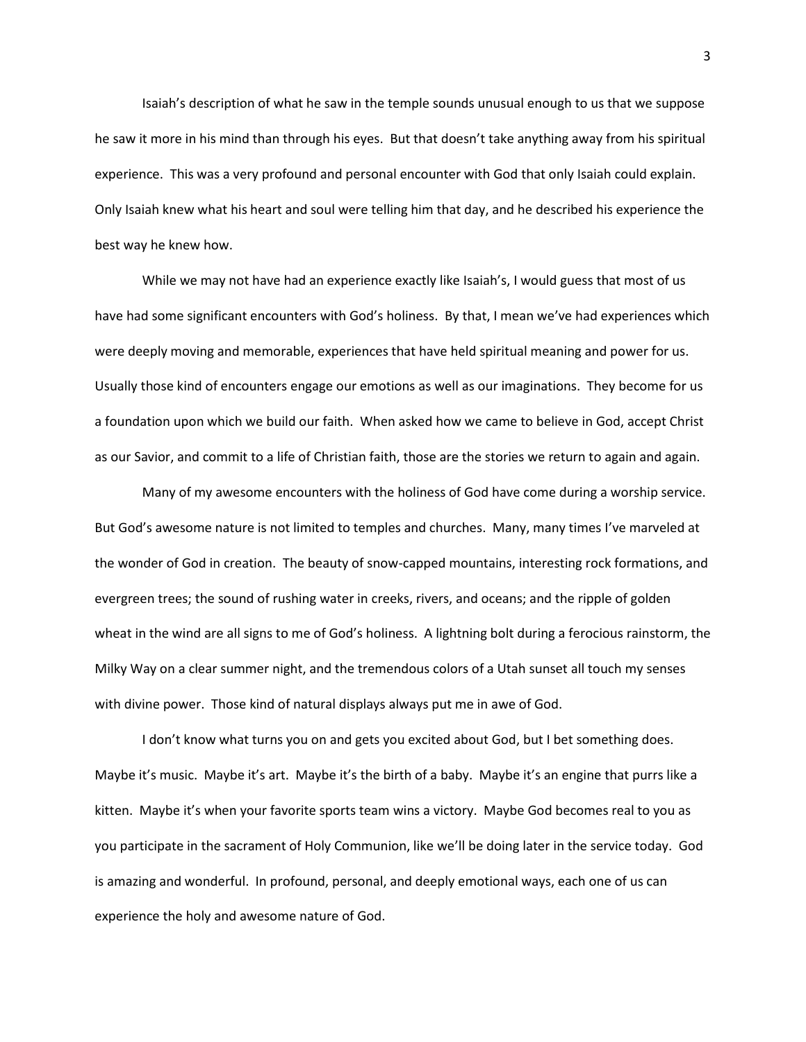Isaiah's description of what he saw in the temple sounds unusual enough to us that we suppose he saw it more in his mind than through his eyes. But that doesn't take anything away from his spiritual experience. This was a very profound and personal encounter with God that only Isaiah could explain. Only Isaiah knew what his heart and soul were telling him that day, and he described his experience the best way he knew how.

While we may not have had an experience exactly like Isaiah's, I would guess that most of us have had some significant encounters with God's holiness. By that, I mean we've had experiences which were deeply moving and memorable, experiences that have held spiritual meaning and power for us. Usually those kind of encounters engage our emotions as well as our imaginations. They become for us a foundation upon which we build our faith. When asked how we came to believe in God, accept Christ as our Savior, and commit to a life of Christian faith, those are the stories we return to again and again.

Many of my awesome encounters with the holiness of God have come during a worship service. But God's awesome nature is not limited to temples and churches. Many, many times I've marveled at the wonder of God in creation. The beauty of snow-capped mountains, interesting rock formations, and evergreen trees; the sound of rushing water in creeks, rivers, and oceans; and the ripple of golden wheat in the wind are all signs to me of God's holiness. A lightning bolt during a ferocious rainstorm, the Milky Way on a clear summer night, and the tremendous colors of a Utah sunset all touch my senses with divine power. Those kind of natural displays always put me in awe of God.

I don't know what turns you on and gets you excited about God, but I bet something does. Maybe it's music. Maybe it's art. Maybe it's the birth of a baby. Maybe it's an engine that purrs like a kitten. Maybe it's when your favorite sports team wins a victory. Maybe God becomes real to you as you participate in the sacrament of Holy Communion, like we'll be doing later in the service today. God is amazing and wonderful. In profound, personal, and deeply emotional ways, each one of us can experience the holy and awesome nature of God.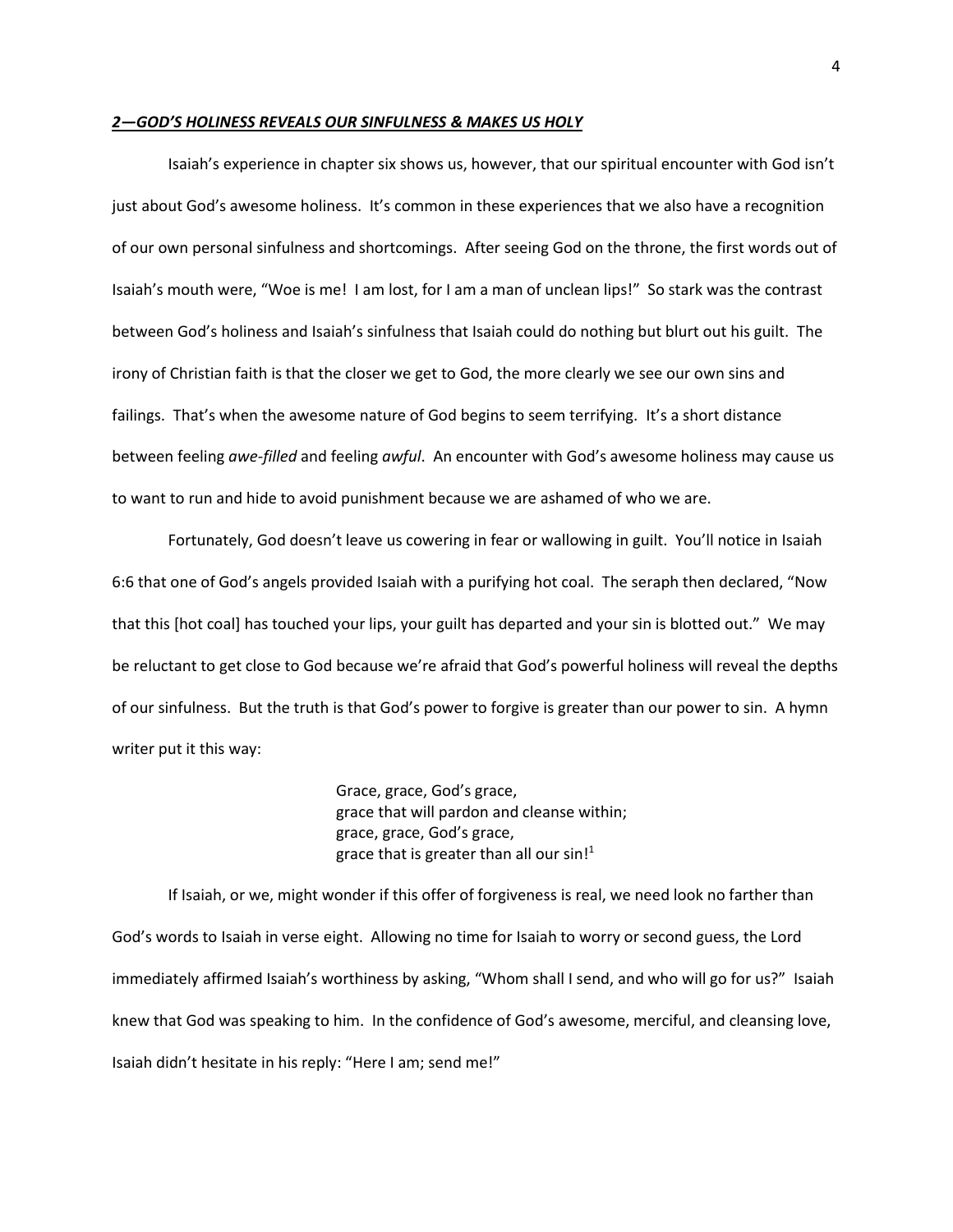***2—GOD'S HOLINESS REVEALS OUR SINFULNESS & MAKES US HOLY***

Isaiah's experience in chapter six shows us, however, that our spiritual encounter with God isn't just about God's awesome holiness. It's common in these experiences that we also have a recognition of our own personal sinfulness and shortcomings. After seeing God on the throne, the first words out of Isaiah's mouth were, "Woe is me! I am lost, for I am a man of unclean lips!" So stark was the contrast between God's holiness and Isaiah's sinfulness that Isaiah could do nothing but blurt out his guilt. The irony of Christian faith is that the closer we get to God, the more clearly we see our own sins and failings. That's when the awesome nature of God begins to seem terrifying. It's a short distance between feeling *awe-filled* and feeling *awful*. An encounter with God's awesome holiness may cause us to want to run and hide to avoid punishment because we are ashamed of who we are.

Fortunately, God doesn't leave us cowering in fear or wallowing in guilt. You'll notice in Isaiah 6:6 that one of God's angels provided Isaiah with a purifying hot coal. The seraph then declared, "Now that this [hot coal] has touched your lips, your guilt has departed and your sin is blotted out." We may be reluctant to get close to God because we're afraid that God's powerful holiness will reveal the depths of our sinfulness. But the truth is that God's power to forgive is greater than our power to sin. A hymn writer put it this way:

> Grace, grace, God's grace,
> grace that will pardon and cleanse within;
> grace, grace, God's grace,
> grace that is greater than all our sin![1]

If Isaiah, or we, might wonder if this offer of forgiveness is real, we need look no farther than God's words to Isaiah in verse eight. Allowing no time for Isaiah to worry or second guess, the Lord immediately affirmed Isaiah's worthiness by asking, "Whom shall I send, and who will go for us?" Isaiah knew that God was speaking to him. In the confidence of God's awesome, merciful, and cleansing love, Isaiah didn't hesitate in his reply: "Here I am; send me!"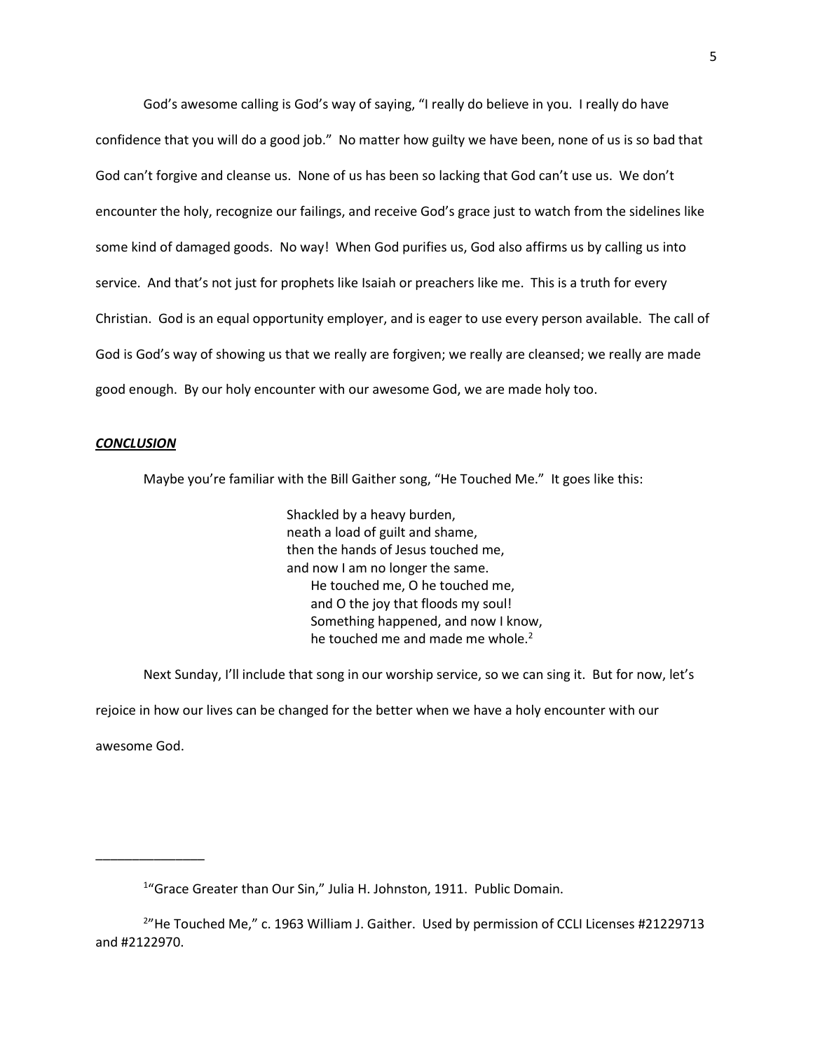God's awesome calling is God's way of saying, "I really do believe in you. I really do have confidence that you will do a good job." No matter how guilty we have been, none of us is so bad that God can't forgive and cleanse us. None of us has been so lacking that God can't use us. We don't encounter the holy, recognize our failings, and receive God's grace just to watch from the sidelines like some kind of damaged goods. No way! When God purifies us, God also affirms us by calling us into service. And that's not just for prophets like Isaiah or preachers like me. This is a truth for every Christian. God is an equal opportunity employer, and is eager to use every person available. The call of God is God's way of showing us that we really are forgiven; we really are cleansed; we really are made good enough. By our holy encounter with our awesome God, we are made holy too.

***CONCLUSION***

Maybe you're familiar with the Bill Gaither song, "He Touched Me." It goes like this:

> Shackled by a heavy burden,
> neath a load of guilt and shame,
> then the hands of Jesus touched me,
> and now I am no longer the same.
> He touched me, O he touched me,
> and O the joy that floods my soul!
> Something happened, and now I know,
> he touched me and made me whole.[2]

Next Sunday, I'll include that song in our worship service, so we can sing it. But for now, let's rejoice in how our lives can be changed for the better when we have a holy encounter with our awesome God.

---

[1]"Grace Greater than Our Sin," Julia H. Johnston, 1911. Public Domain.

[2]"He Touched Me," c. 1963 William J. Gaither. Used by permission of CCLI Licenses #21229713 and #2122970.